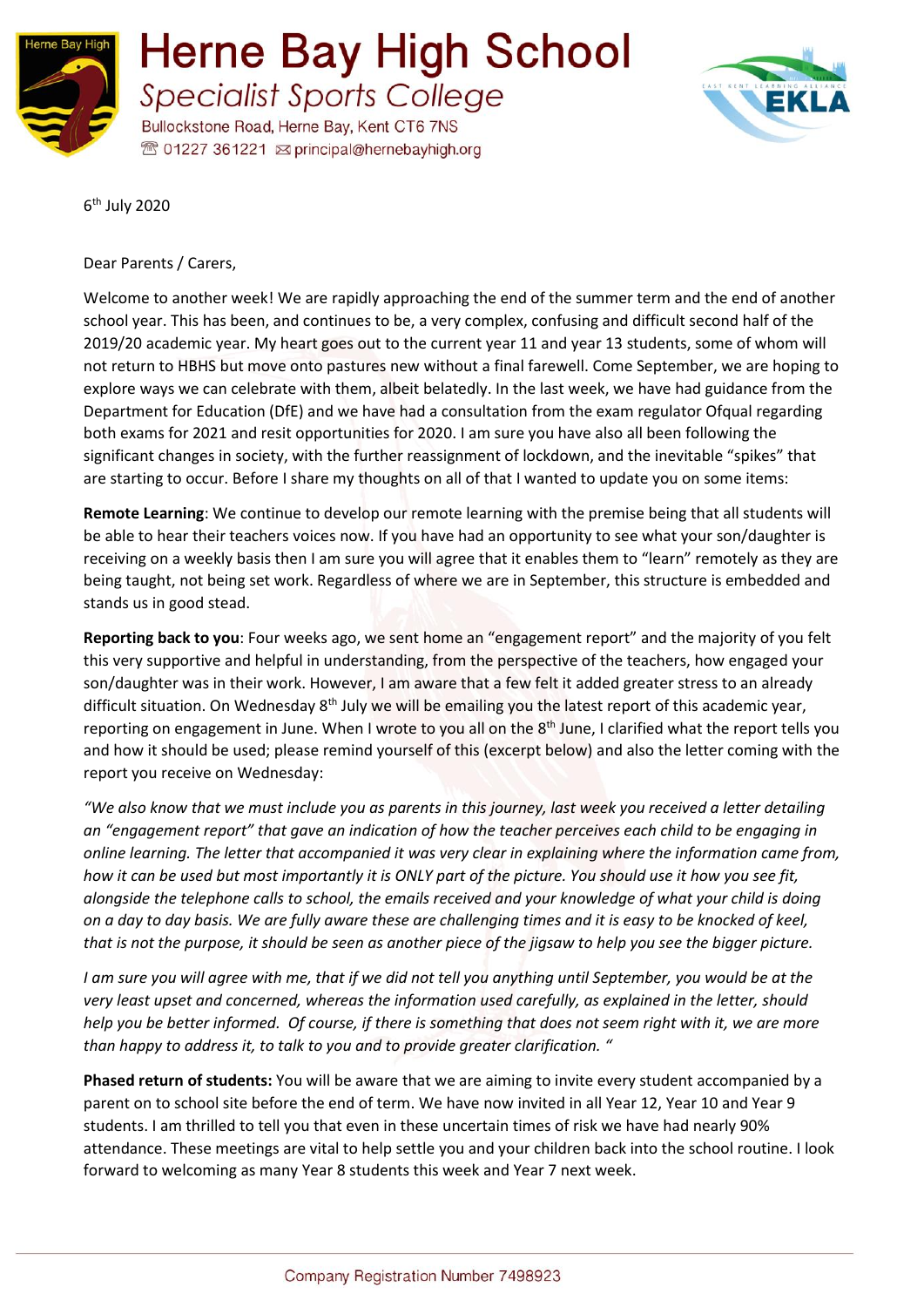# Herne Bay High School

## Specialist Sports College

Bullockstone Road, Herne Bay, Kent CT6 7NS
☎ 01227 361221 ✉ principal@hernebayhigh.org

6th July 2020

Dear Parents / Carers,

Welcome to another week! We are rapidly approaching the end of the summer term and the end of another school year. This has been, and continues to be, a very complex, confusing and difficult second half of the 2019/20 academic year. My heart goes out to the current year 11 and year 13 students, some of whom will not return to HBHS but move onto pastures new without a final farewell. Come September, we are hoping to explore ways we can celebrate with them, albeit belatedly. In the last week, we have had guidance from the Department for Education (DfE) and we have had a consultation from the exam regulator Ofqual regarding both exams for 2021 and resit opportunities for 2020. I am sure you have also all been following the significant changes in society, with the further reassignment of lockdown, and the inevitable "spikes" that are starting to occur. Before I share my thoughts on all of that I wanted to update you on some items:

**Remote Learning**: We continue to develop our remote learning with the premise being that all students will be able to hear their teachers voices now. If you have had an opportunity to see what your son/daughter is receiving on a weekly basis then I am sure you will agree that it enables them to "learn" remotely as they are being taught, not being set work. Regardless of where we are in September, this structure is embedded and stands us in good stead.

**Reporting back to you**: Four weeks ago, we sent home an "engagement report" and the majority of you felt this very supportive and helpful in understanding, from the perspective of the teachers, how engaged your son/daughter was in their work. However, I am aware that a few felt it added greater stress to an already difficult situation. On Wednesday 8th July we will be emailing you the latest report of this academic year, reporting on engagement in June. When I wrote to you all on the 8th June, I clarified what the report tells you and how it should be used; please remind yourself of this (excerpt below) and also the letter coming with the report you receive on Wednesday:

*"We also know that we must include you as parents in this journey, last week you received a letter detailing an "engagement report" that gave an indication of how the teacher perceives each child to be engaging in online learning. The letter that accompanied it was very clear in explaining where the information came from, how it can be used but most importantly it is ONLY part of the picture. You should use it how you see fit, alongside the telephone calls to school, the emails received and your knowledge of what your child is doing on a day to day basis. We are fully aware these are challenging times and it is easy to be knocked of keel, that is not the purpose, it should be seen as another piece of the jigsaw to help you see the bigger picture.*

*I am sure you will agree with me, that if we did not tell you anything until September, you would be at the very least upset and concerned, whereas the information used carefully, as explained in the letter, should help you be better informed. Of course, if there is something that does not seem right with it, we are more than happy to address it, to talk to you and to provide greater clarification. "*

**Phased return of students:** You will be aware that we are aiming to invite every student accompanied by a parent on to school site before the end of term. We have now invited in all Year 12, Year 10 and Year 9 students. I am thrilled to tell you that even in these uncertain times of risk we have had nearly 90% attendance. These meetings are vital to help settle you and your children back into the school routine. I look forward to welcoming as many Year 8 students this week and Year 7 next week.

Company Registration Number 7498923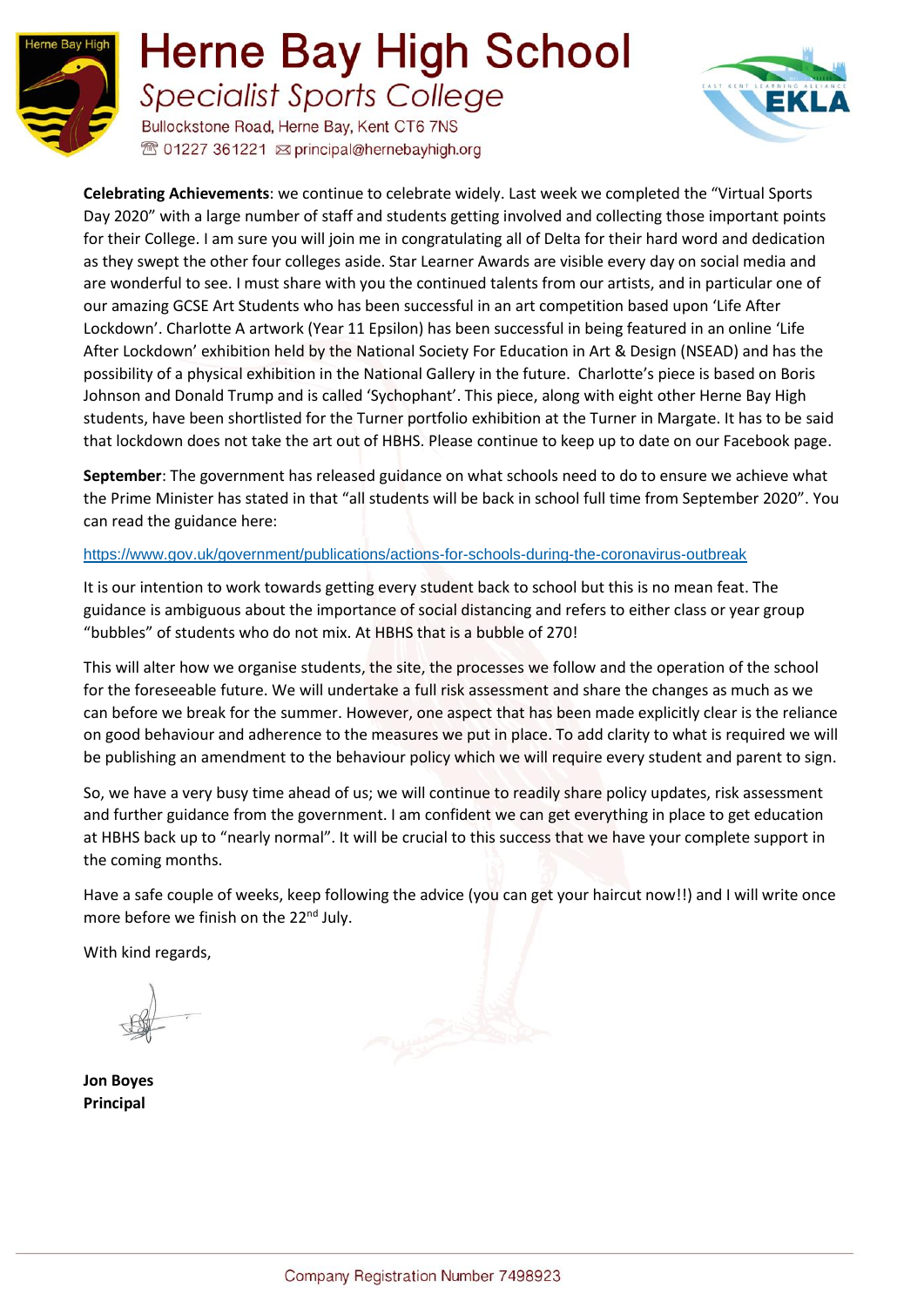**Celebrating Achievements**: we continue to celebrate widely. Last week we completed the "Virtual Sports Day 2020" with a large number of staff and students getting involved and collecting those important points for their College. I am sure you will join me in congratulating all of Delta for their hard word and dedication as they swept the other four colleges aside. Star Learner Awards are visible every day on social media and are wonderful to see. I must share with you the continued talents from our artists, and in particular one of our amazing GCSE Art Students who has been successful in an art competition based upon 'Life After Lockdown'. Charlotte A artwork (Year 11 Epsilon) has been successful in being featured in an online 'Life After Lockdown' exhibition held by the National Society For Education in Art & Design (NSEAD) and has the possibility of a physical exhibition in the National Gallery in the future. Charlotte's piece is based on Boris Johnson and Donald Trump and is called 'Sychophant'. This piece, along with eight other Herne Bay High students, have been shortlisted for the Turner portfolio exhibition at the Turner in Margate. It has to be said that lockdown does not take the art out of HBHS. Please continue to keep up to date on our Facebook page.

**September**: The government has released guidance on what schools need to do to ensure we achieve what the Prime Minister has stated in that "all students will be back in school full time from September 2020". You can read the guidance here:

https://www.gov.uk/government/publications/actions-for-schools-during-the-coronavirus-outbreak

It is our intention to work towards getting every student back to school but this is no mean feat. The guidance is ambiguous about the importance of social distancing and refers to either class or year group "bubbles" of students who do not mix. At HBHS that is a bubble of 270!

This will alter how we organise students, the site, the processes we follow and the operation of the school for the foreseeable future. We will undertake a full risk assessment and share the changes as much as we can before we break for the summer. However, one aspect that has been made explicitly clear is the reliance on good behaviour and adherence to the measures we put in place. To add clarity to what is required we will be publishing an amendment to the behaviour policy which we will require every student and parent to sign.

So, we have a very busy time ahead of us; we will continue to readily share policy updates, risk assessment and further guidance from the government. I am confident we can get everything in place to get education at HBHS back up to "nearly normal". It will be crucial to this success that we have your complete support in the coming months.

Have a safe couple of weeks, keep following the advice (you can get your haircut now!!) and I will write once more before we finish on the 22nd July.

With kind regards,

**Jon Boyes**
**Principal**